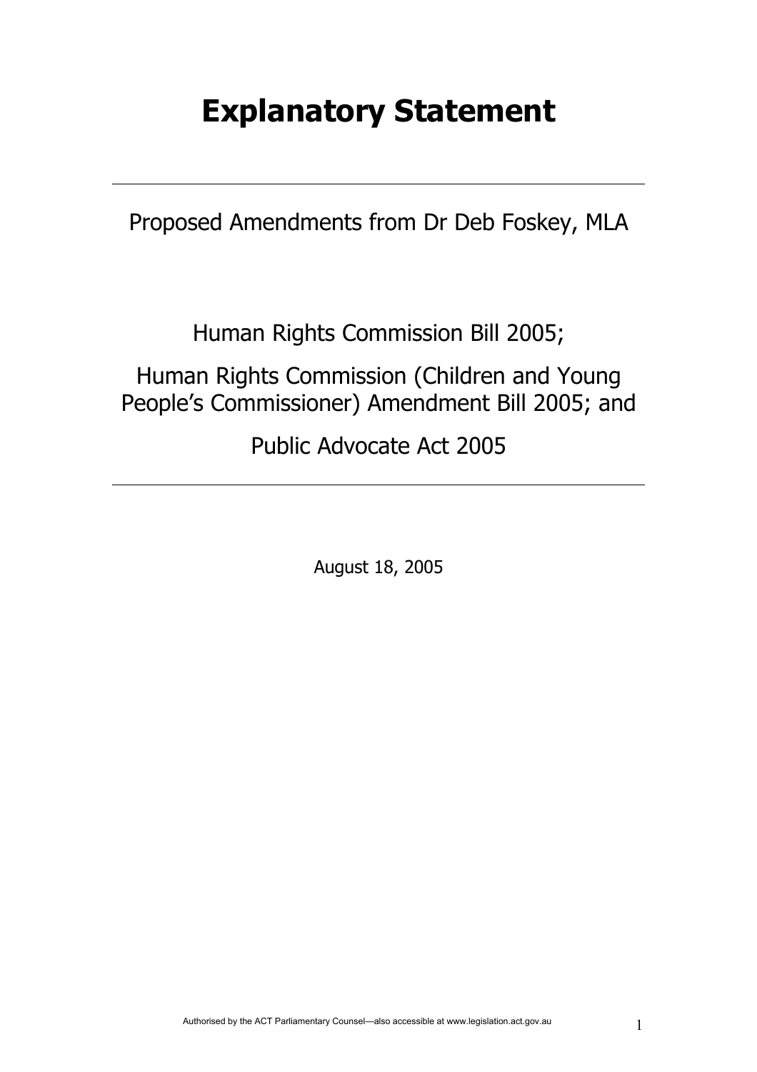# Explanatory Statement

---

Proposed Amendments from Dr Deb Foskey, MLA

Human Rights Commission Bill 2005;

Human Rights Commission (Children and Young People's Commissioner) Amendment Bill 2005; and

Public Advocate Act 2005

---

August 18, 2005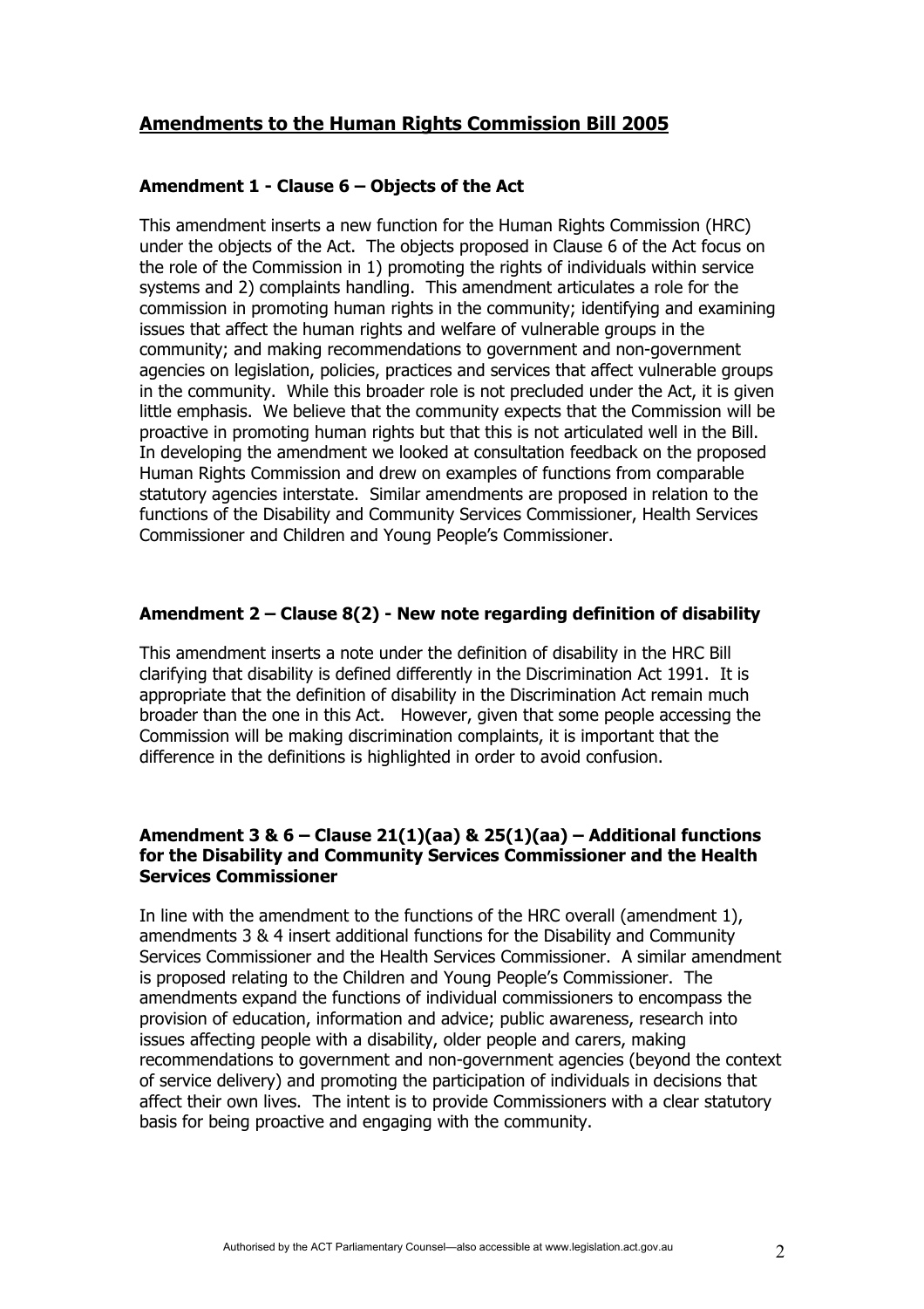## Amendments to the Human Rights Commission Bill 2005

### Amendment 1 - Clause 6 – Objects of the Act

This amendment inserts a new function for the Human Rights Commission (HRC) under the objects of the Act. The objects proposed in Clause 6 of the Act focus on the role of the Commission in 1) promoting the rights of individuals within service systems and 2) complaints handling. This amendment articulates a role for the commission in promoting human rights in the community; identifying and examining issues that affect the human rights and welfare of vulnerable groups in the community; and making recommendations to government and non-government agencies on legislation, policies, practices and services that affect vulnerable groups in the community. While this broader role is not precluded under the Act, it is given little emphasis. We believe that the community expects that the Commission will be proactive in promoting human rights but that this is not articulated well in the Bill. In developing the amendment we looked at consultation feedback on the proposed Human Rights Commission and drew on examples of functions from comparable statutory agencies interstate. Similar amendments are proposed in relation to the functions of the Disability and Community Services Commissioner, Health Services Commissioner and Children and Young People's Commissioner.

### Amendment 2 – Clause 8(2) - New note regarding definition of disability

This amendment inserts a note under the definition of disability in the HRC Bill clarifying that disability is defined differently in the Discrimination Act 1991. It is appropriate that the definition of disability in the Discrimination Act remain much broader than the one in this Act. However, given that some people accessing the Commission will be making discrimination complaints, it is important that the difference in the definitions is highlighted in order to avoid confusion.

### Amendment 3 & 6 – Clause 21(1)(aa) & 25(1)(aa) – Additional functions for the Disability and Community Services Commissioner and the Health Services Commissioner

In line with the amendment to the functions of the HRC overall (amendment 1), amendments 3 & 4 insert additional functions for the Disability and Community Services Commissioner and the Health Services Commissioner. A similar amendment is proposed relating to the Children and Young People's Commissioner. The amendments expand the functions of individual commissioners to encompass the provision of education, information and advice; public awareness, research into issues affecting people with a disability, older people and carers, making recommendations to government and non-government agencies (beyond the context of service delivery) and promoting the participation of individuals in decisions that affect their own lives. The intent is to provide Commissioners with a clear statutory basis for being proactive and engaging with the community.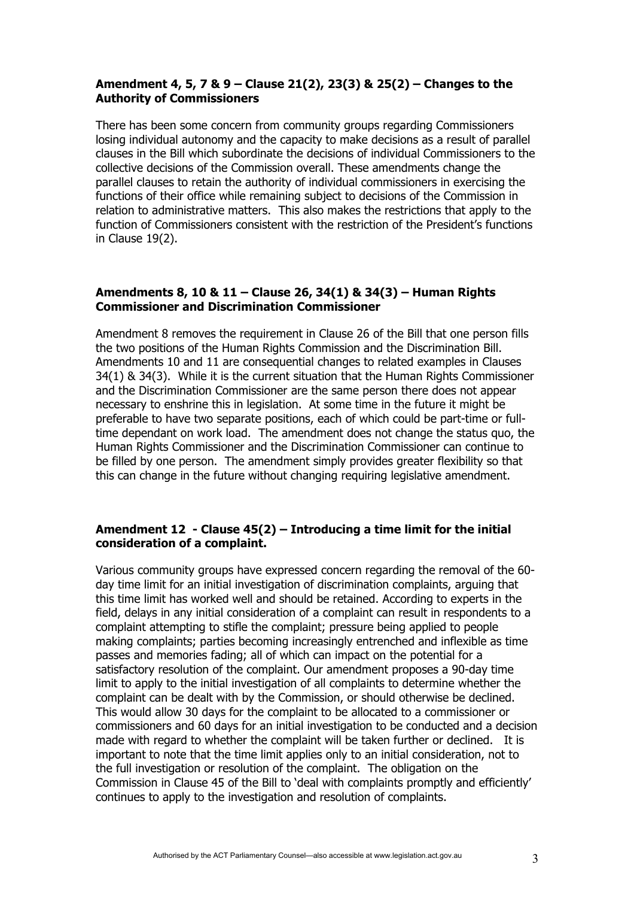### Amendment 4, 5, 7 & 9 – Clause 21(2), 23(3) & 25(2) – Changes to the Authority of Commissioners

There has been some concern from community groups regarding Commissioners losing individual autonomy and the capacity to make decisions as a result of parallel clauses in the Bill which subordinate the decisions of individual Commissioners to the collective decisions of the Commission overall. These amendments change the parallel clauses to retain the authority of individual commissioners in exercising the functions of their office while remaining subject to decisions of the Commission in relation to administrative matters. This also makes the restrictions that apply to the function of Commissioners consistent with the restriction of the President's functions in Clause 19(2).

### Amendments 8, 10 & 11 – Clause 26, 34(1) & 34(3) – Human Rights Commissioner and Discrimination Commissioner

Amendment 8 removes the requirement in Clause 26 of the Bill that one person fills the two positions of the Human Rights Commission and the Discrimination Bill. Amendments 10 and 11 are consequential changes to related examples in Clauses 34(1) & 34(3). While it is the current situation that the Human Rights Commissioner and the Discrimination Commissioner are the same person there does not appear necessary to enshrine this in legislation. At some time in the future it might be preferable to have two separate positions, each of which could be part-time or full-time dependant on work load. The amendment does not change the status quo, the Human Rights Commissioner and the Discrimination Commissioner can continue to be filled by one person. The amendment simply provides greater flexibility so that this can change in the future without changing requiring legislative amendment.

### Amendment 12 - Clause 45(2) – Introducing a time limit for the initial consideration of a complaint.

Various community groups have expressed concern regarding the removal of the 60-day time limit for an initial investigation of discrimination complaints, arguing that this time limit has worked well and should be retained. According to experts in the field, delays in any initial consideration of a complaint can result in respondents to a complaint attempting to stifle the complaint; pressure being applied to people making complaints; parties becoming increasingly entrenched and inflexible as time passes and memories fading; all of which can impact on the potential for a satisfactory resolution of the complaint. Our amendment proposes a 90-day time limit to apply to the initial investigation of all complaints to determine whether the complaint can be dealt with by the Commission, or should otherwise be declined. This would allow 30 days for the complaint to be allocated to a commissioner or commissioners and 60 days for an initial investigation to be conducted and a decision made with regard to whether the complaint will be taken further or declined. It is important to note that the time limit applies only to an initial consideration, not to the full investigation or resolution of the complaint. The obligation on the Commission in Clause 45 of the Bill to 'deal with complaints promptly and efficiently' continues to apply to the investigation and resolution of complaints.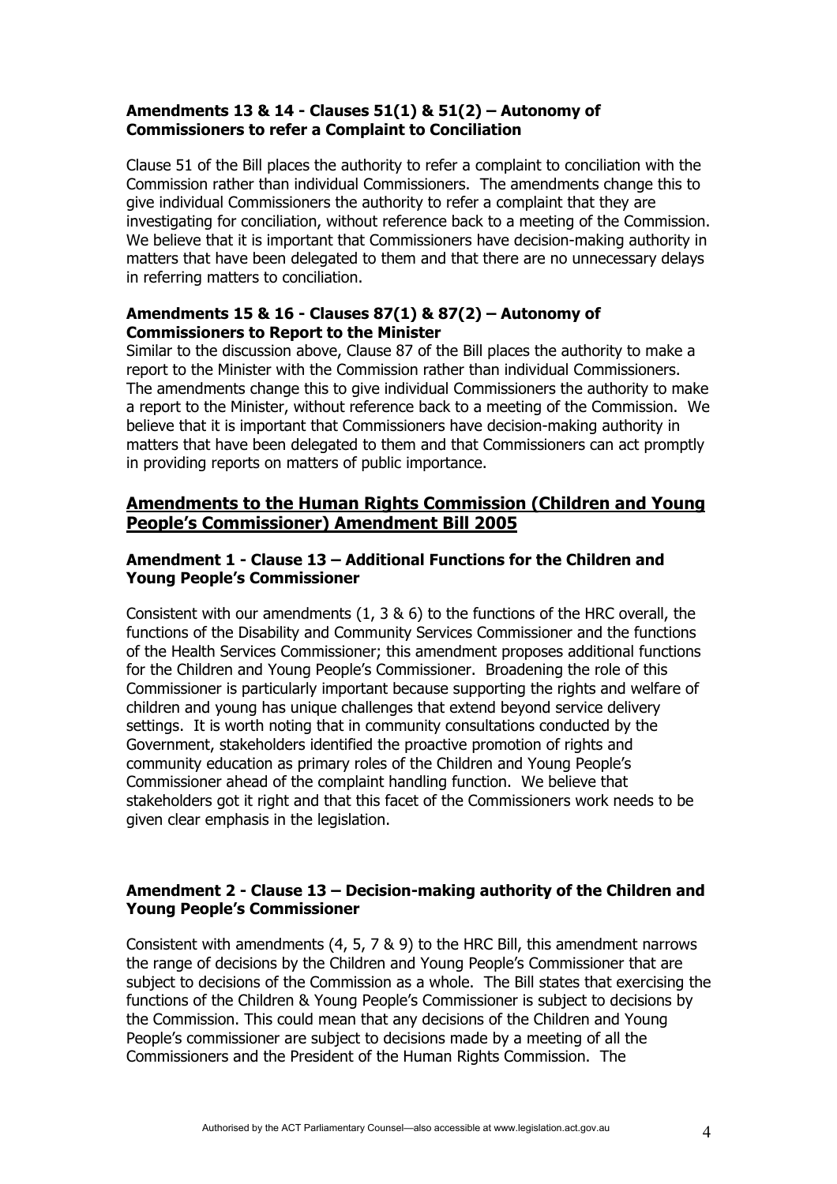**Amendments 13 & 14 - Clauses 51(1) & 51(2) – Autonomy of Commissioners to refer a Complaint to Conciliation**

Clause 51 of the Bill places the authority to refer a complaint to conciliation with the Commission rather than individual Commissioners. The amendments change this to give individual Commissioners the authority to refer a complaint that they are investigating for conciliation, without reference back to a meeting of the Commission. We believe that it is important that Commissioners have decision-making authority in matters that have been delegated to them and that there are no unnecessary delays in referring matters to conciliation.

**Amendments 15 & 16 - Clauses 87(1) & 87(2) – Autonomy of Commissioners to Report to the Minister**

Similar to the discussion above, Clause 87 of the Bill places the authority to make a report to the Minister with the Commission rather than individual Commissioners. The amendments change this to give individual Commissioners the authority to make a report to the Minister, without reference back to a meeting of the Commission. We believe that it is important that Commissioners have decision-making authority in matters that have been delegated to them and that Commissioners can act promptly in providing reports on matters of public importance.

## Amendments to the Human Rights Commission (Children and Young People's Commissioner) Amendment Bill 2005

**Amendment 1 - Clause 13 – Additional Functions for the Children and Young People's Commissioner**

Consistent with our amendments (1, 3 & 6) to the functions of the HRC overall, the functions of the Disability and Community Services Commissioner and the functions of the Health Services Commissioner; this amendment proposes additional functions for the Children and Young People's Commissioner. Broadening the role of this Commissioner is particularly important because supporting the rights and welfare of children and young has unique challenges that extend beyond service delivery settings. It is worth noting that in community consultations conducted by the Government, stakeholders identified the proactive promotion of rights and community education as primary roles of the Children and Young People's Commissioner ahead of the complaint handling function. We believe that stakeholders got it right and that this facet of the Commissioners work needs to be given clear emphasis in the legislation.

**Amendment 2 - Clause 13 – Decision-making authority of the Children and Young People's Commissioner**

Consistent with amendments (4, 5, 7 & 9) to the HRC Bill, this amendment narrows the range of decisions by the Children and Young People's Commissioner that are subject to decisions of the Commission as a whole. The Bill states that exercising the functions of the Children & Young People's Commissioner is subject to decisions by the Commission. This could mean that any decisions of the Children and Young People's commissioner are subject to decisions made by a meeting of all the Commissioners and the President of the Human Rights Commission. The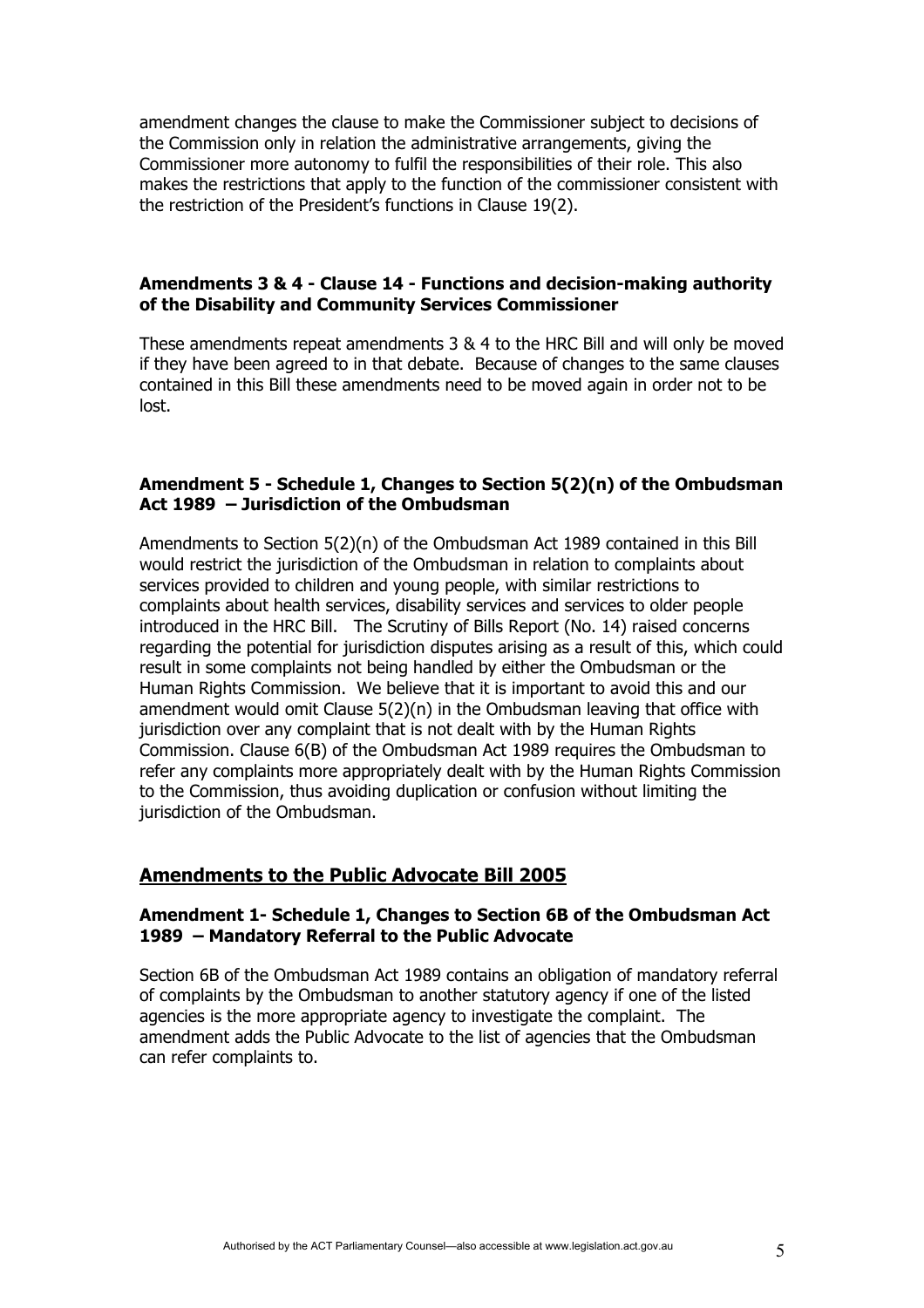amendment changes the clause to make the Commissioner subject to decisions of the Commission only in relation the administrative arrangements, giving the Commissioner more autonomy to fulfil the responsibilities of their role. This also makes the restrictions that apply to the function of the commissioner consistent with the restriction of the President's functions in Clause 19(2).

### Amendments 3 & 4 - Clause 14 - Functions and decision-making authority of the Disability and Community Services Commissioner

These amendments repeat amendments 3 & 4 to the HRC Bill and will only be moved if they have been agreed to in that debate. Because of changes to the same clauses contained in this Bill these amendments need to be moved again in order not to be lost.

### Amendment 5 - Schedule 1, Changes to Section 5(2)(n) of the Ombudsman Act 1989 – Jurisdiction of the Ombudsman

Amendments to Section 5(2)(n) of the Ombudsman Act 1989 contained in this Bill would restrict the jurisdiction of the Ombudsman in relation to complaints about services provided to children and young people, with similar restrictions to complaints about health services, disability services and services to older people introduced in the HRC Bill. The Scrutiny of Bills Report (No. 14) raised concerns regarding the potential for jurisdiction disputes arising as a result of this, which could result in some complaints not being handled by either the Ombudsman or the Human Rights Commission. We believe that it is important to avoid this and our amendment would omit Clause 5(2)(n) in the Ombudsman leaving that office with jurisdiction over any complaint that is not dealt with by the Human Rights Commission. Clause 6(B) of the Ombudsman Act 1989 requires the Ombudsman to refer any complaints more appropriately dealt with by the Human Rights Commission to the Commission, thus avoiding duplication or confusion without limiting the jurisdiction of the Ombudsman.

## Amendments to the Public Advocate Bill 2005

### Amendment 1- Schedule 1, Changes to Section 6B of the Ombudsman Act 1989 – Mandatory Referral to the Public Advocate

Section 6B of the Ombudsman Act 1989 contains an obligation of mandatory referral of complaints by the Ombudsman to another statutory agency if one of the listed agencies is the more appropriate agency to investigate the complaint. The amendment adds the Public Advocate to the list of agencies that the Ombudsman can refer complaints to.